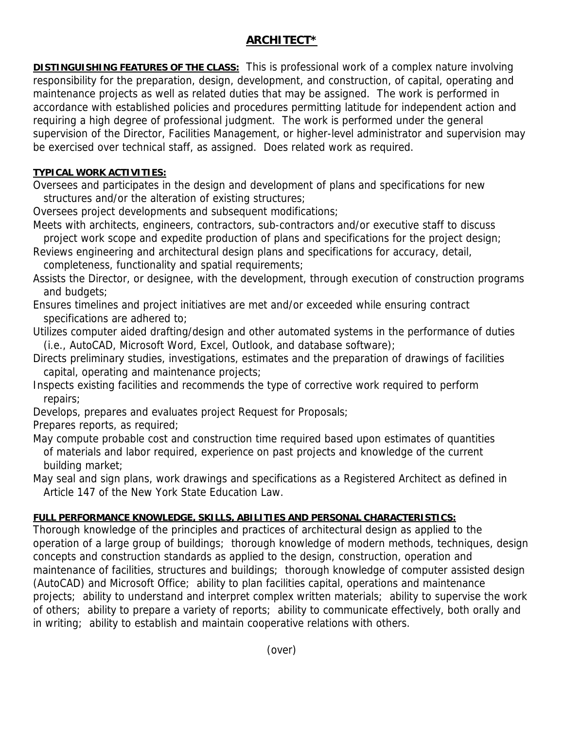# ARCHITECT*

**DISTINGUISHING FEATURES OF THE CLASS:** This is professional work of a complex nature involving responsibility for the preparation, design, development, and construction, of capital, operating and maintenance projects as well as related duties that may be assigned. The work is performed in accordance with established policies and procedures permitting latitude for independent action and requiring a high degree of professional judgment. The work is performed under the general supervision of the Director, Facilities Management, or higher-level administrator and supervision may be exercised over technical staff, as assigned. Does related work as required.

**TYPICAL WORK ACTIVITIES:**

Oversees and participates in the design and development of plans and specifications for new structures and/or the alteration of existing structures;

Oversees project developments and subsequent modifications;

Meets with architects, engineers, contractors, sub-contractors and/or executive staff to discuss project work scope and expedite production of plans and specifications for the project design;

Reviews engineering and architectural design plans and specifications for accuracy, detail, completeness, functionality and spatial requirements;

Assists the Director, or designee, with the development, through execution of construction programs and budgets;

Ensures timelines and project initiatives are met and/or exceeded while ensuring contract specifications are adhered to;

Utilizes computer aided drafting/design and other automated systems in the performance of duties (i.e., AutoCAD, Microsoft Word, Excel, Outlook, and database software);

Directs preliminary studies, investigations, estimates and the preparation of drawings of facilities capital, operating and maintenance projects;

Inspects existing facilities and recommends the type of corrective work required to perform repairs;

Develops, prepares and evaluates project Request for Proposals;

Prepares reports, as required;

May compute probable cost and construction time required based upon estimates of quantities of materials and labor required, experience on past projects and knowledge of the current building market;

May seal and sign plans, work drawings and specifications as a Registered Architect as defined in Article 147 of the New York State Education Law.

**FULL PERFORMANCE KNOWLEDGE, SKILLS, ABILITIES AND PERSONAL CHARACTERISTICS:**

Thorough knowledge of the principles and practices of architectural design as applied to the operation of a large group of buildings; thorough knowledge of modern methods, techniques, design concepts and construction standards as applied to the design, construction, operation and maintenance of facilities, structures and buildings; thorough knowledge of computer assisted design (AutoCAD) and Microsoft Office; ability to plan facilities capital, operations and maintenance projects; ability to understand and interpret complex written materials; ability to supervise the work of others; ability to prepare a variety of reports; ability to communicate effectively, both orally and in writing; ability to establish and maintain cooperative relations with others.

(over)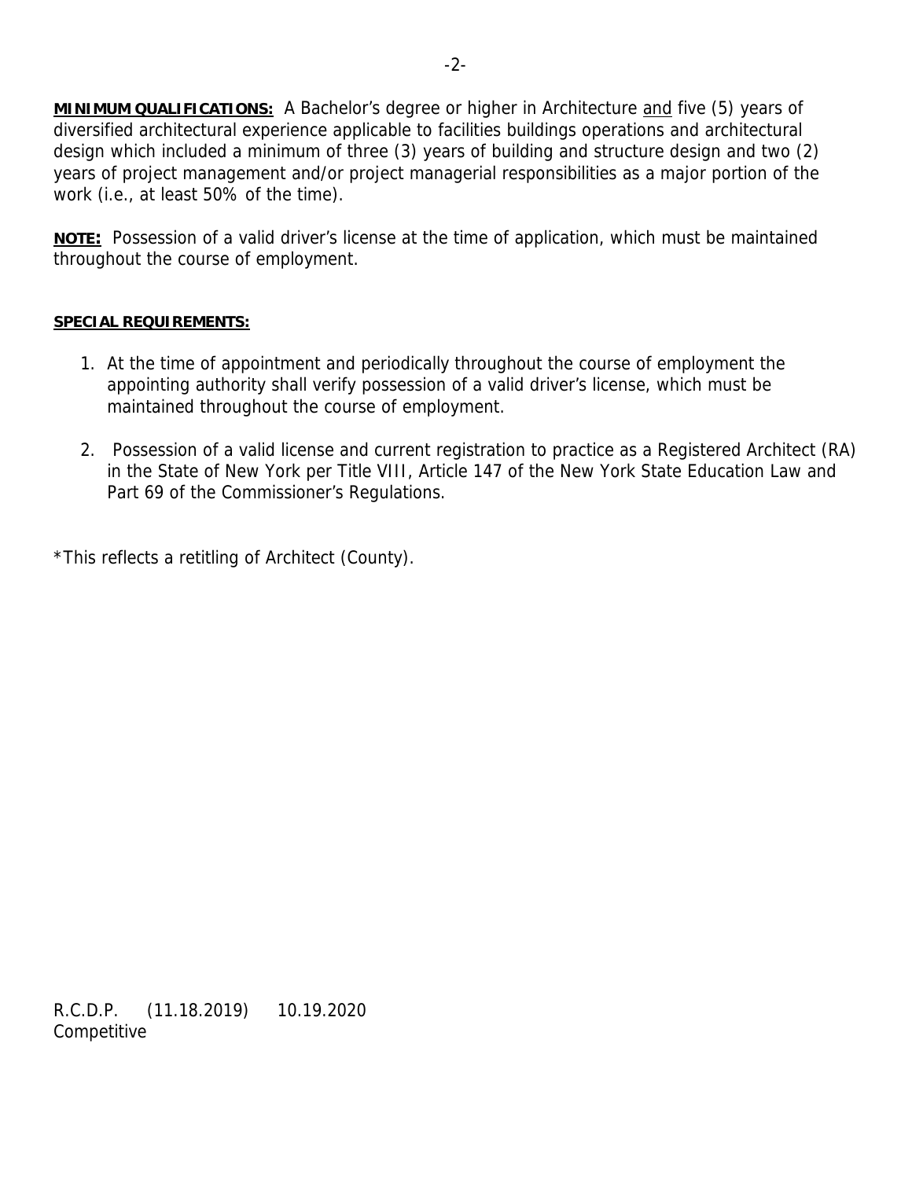**MINIMUM QUALIFICATIONS:** A Bachelor's degree or higher in Architecture and five (5) years of diversified architectural experience applicable to facilities buildings operations and architectural design which included a minimum of three (3) years of building and structure design and two (2) years of project management and/or project managerial responsibilities as a major portion of the work (i.e., at least 50% of the time).

**NOTE:** Possession of a valid driver's license at the time of application, which must be maintained throughout the course of employment.

**SPECIAL REQUIREMENTS:**

1. At the time of appointment and periodically throughout the course of employment the appointing authority shall verify possession of a valid driver's license, which must be maintained throughout the course of employment.

2. Possession of a valid license and current registration to practice as a Registered Architect (RA) in the State of New York per Title VIII, Article 147 of the New York State Education Law and Part 69 of the Commissioner's Regulations.

*This reflects a retitling of Architect (County).

R.C.D.P. (11.18.2019) 10.19.2020
Competitive